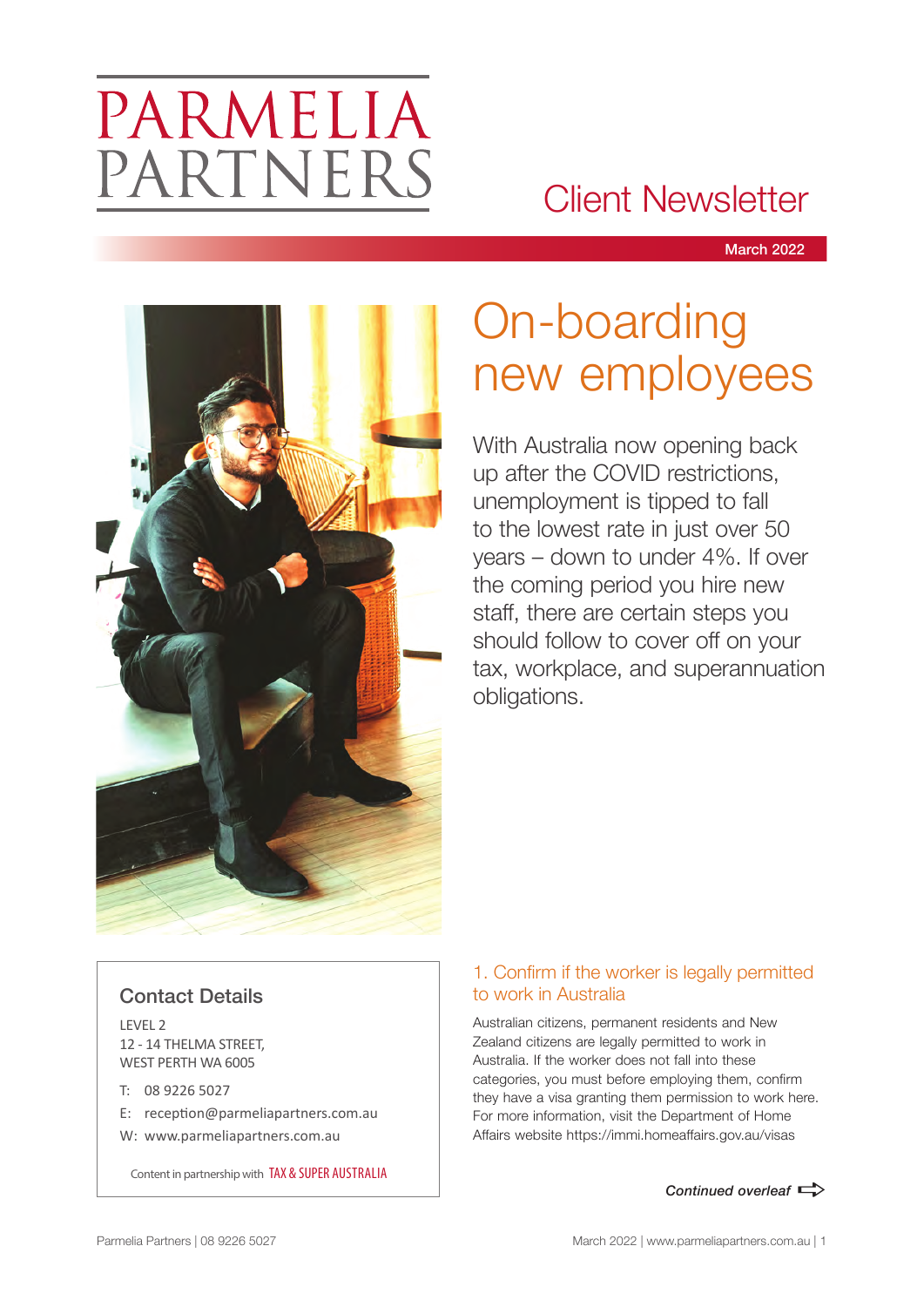# PARMELIA PARTNERS

## Client Newsletter

**March 2022**

# On-boarding new employees

With Australia now opening back up after the COVID restrictions, unemployment is tipped to fall to the lowest rate in just over 50 years – down to under 4%. If over the coming period you hire new staff, there are certain steps you should follow to cover off on your tax, workplace, and superannuation obligations.

### 1. Confirm if the worker is legally permitted to work in Australia

Australian citizens, permanent residents and New Zealand citizens are legally permitted to work in Australia. If the worker does not fall into these categories, you must before employing them, confirm they have a visa granting them permission to work here. For more information, visit the Department of Home Affairs website https://immi.homeaffairs.gov.au/visas

*Continued overleaf*

### Contact Details

LEVEL 2
12 - 14 THELMA STREET,
WEST PERTH WA 6005

T: 08 9226 5027
E: reception@parmeliapartners.com.au
W: www.parmeliapartners.com.au

Content in partnership with TAX & SUPER AUSTRALIA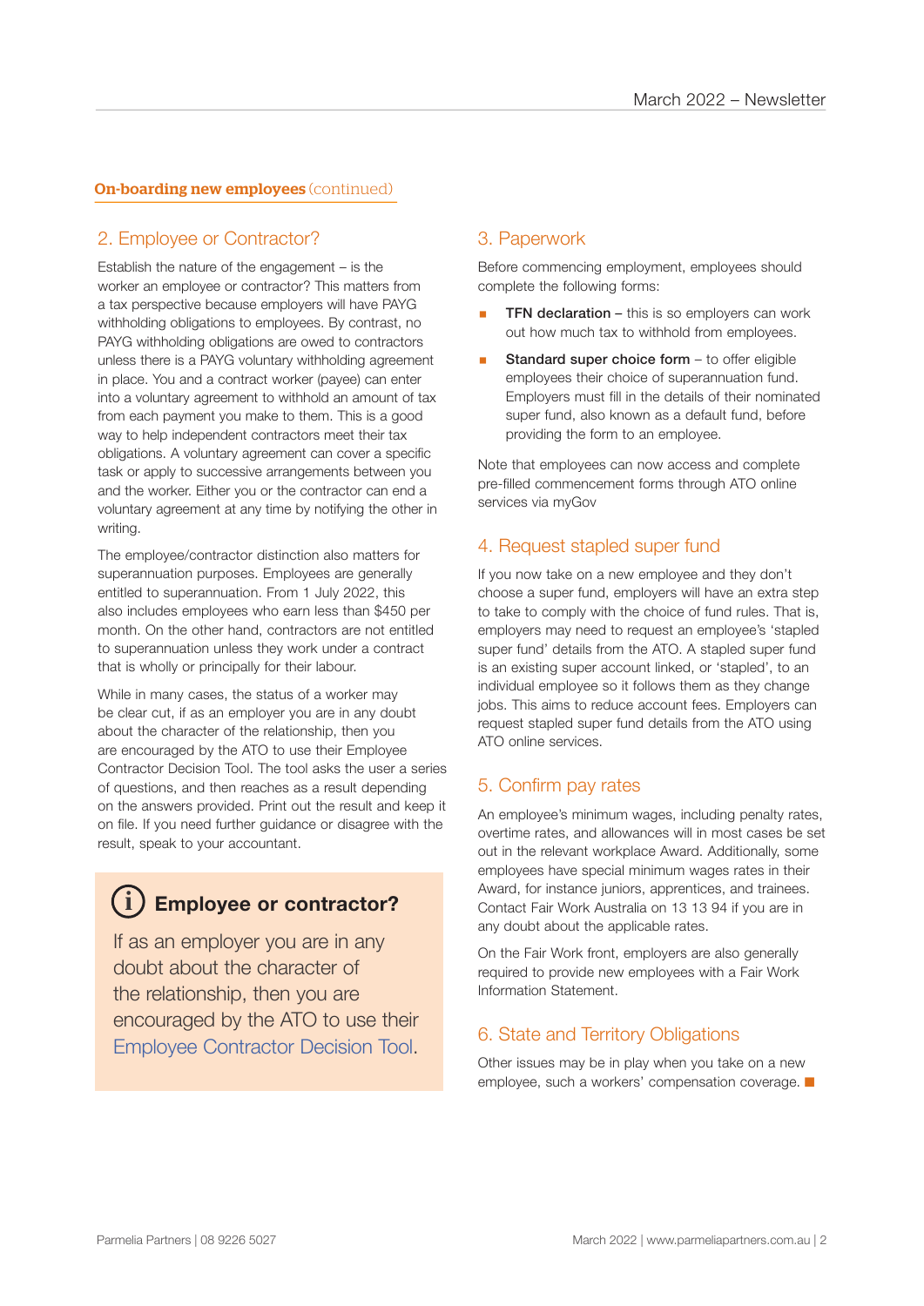**On-boarding new employees** (continued)

## 2. Employee or Contractor?

Establish the nature of the engagement – is the worker an employee or contractor? This matters from a tax perspective because employers will have PAYG withholding obligations to employees. By contrast, no PAYG withholding obligations are owed to contractors unless there is a PAYG voluntary withholding agreement in place. You and a contract worker (payee) can enter into a voluntary agreement to withhold an amount of tax from each payment you make to them. This is a good way to help independent contractors meet their tax obligations. A voluntary agreement can cover a specific task or apply to successive arrangements between you and the worker. Either you or the contractor can end a voluntary agreement at any time by notifying the other in writing.

The employee/contractor distinction also matters for superannuation purposes. Employees are generally entitled to superannuation. From 1 July 2022, this also includes employees who earn less than $450 per month. On the other hand, contractors are not entitled to superannuation unless they work under a contract that is wholly or principally for their labour.

While in many cases, the status of a worker may be clear cut, if as an employer you are in any doubt about the character of the relationship, then you are encouraged by the ATO to use their Employee Contractor Decision Tool. The tool asks the user a series of questions, and then reaches as a result depending on the answers provided. Print out the result and keep it on file. If you need further guidance or disagree with the result, speak to your accountant.

> **Employee or contractor?**
>
> If as an employer you are in any doubt about the character of the relationship, then you are encouraged by the ATO to use their Employee Contractor Decision Tool.

## 3. Paperwork

Before commencing employment, employees should complete the following forms:

- **TFN declaration** – this is so employers can work out how much tax to withhold from employees.
- **Standard super choice form** – to offer eligible employees their choice of superannuation fund. Employers must fill in the details of their nominated super fund, also known as a default fund, before providing the form to an employee.

Note that employees can now access and complete pre-filled commencement forms through ATO online services via myGov

## 4. Request stapled super fund

If you now take on a new employee and they don't choose a super fund, employers will have an extra step to take to comply with the choice of fund rules. That is, employers may need to request an employee's 'stapled super fund' details from the ATO. A stapled super fund is an existing super account linked, or 'stapled', to an individual employee so it follows them as they change jobs. This aims to reduce account fees. Employers can request stapled super fund details from the ATO using ATO online services.

## 5. Confirm pay rates

An employee's minimum wages, including penalty rates, overtime rates, and allowances will in most cases be set out in the relevant workplace Award. Additionally, some employees have special minimum wages rates in their Award, for instance juniors, apprentices, and trainees. Contact Fair Work Australia on 13 13 94 if you are in any doubt about the applicable rates.

On the Fair Work front, employers are also generally required to provide new employees with a Fair Work Information Statement.

## 6. State and Territory Obligations

Other issues may be in play when you take on a new employee, such a workers' compensation coverage.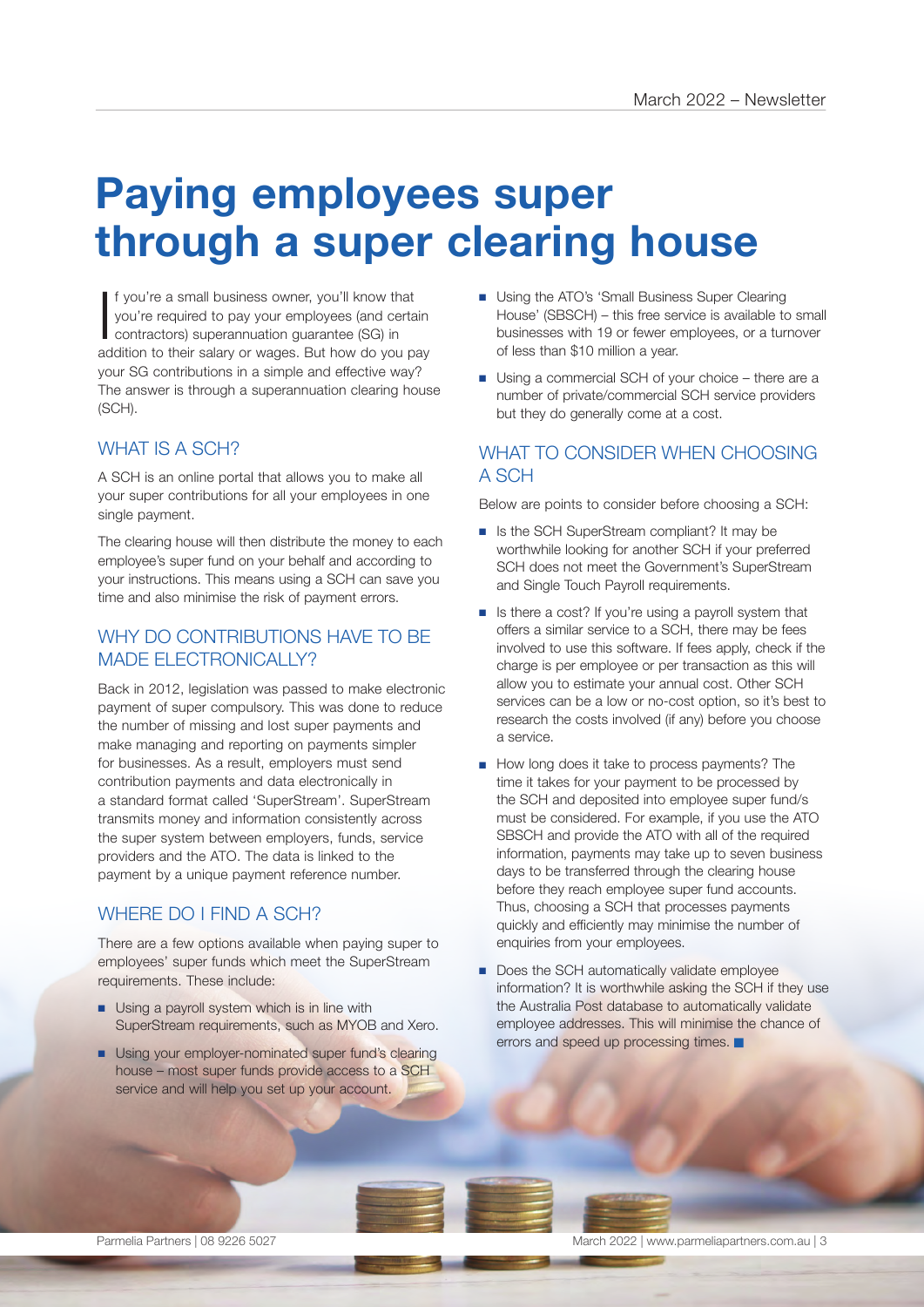# Paying employees super through a super clearing house

If you're a small business owner, you'll know that you're required to pay your employees (and certain contractors) superannuation guarantee (SG) in addition to their salary or wages. But how do you pay your SG contributions in a simple and effective way? The answer is through a superannuation clearing house (SCH).

## WHAT IS A SCH?

A SCH is an online portal that allows you to make all your super contributions for all your employees in one single payment.

The clearing house will then distribute the money to each employee's super fund on your behalf and according to your instructions. This means using a SCH can save you time and also minimise the risk of payment errors.

## WHY DO CONTRIBUTIONS HAVE TO BE MADE ELECTRONICALLY?

Back in 2012, legislation was passed to make electronic payment of super compulsory. This was done to reduce the number of missing and lost super payments and make managing and reporting on payments simpler for businesses. As a result, employers must send contribution payments and data electronically in a standard format called 'SuperStream'. SuperStream transmits money and information consistently across the super system between employers, funds, service providers and the ATO. The data is linked to the payment by a unique payment reference number.

## WHERE DO I FIND A SCH?

There are a few options available when paying super to employees' super funds which meet the SuperStream requirements. These include:

- Using a payroll system which is in line with SuperStream requirements, such as MYOB and Xero.
- Using your employer-nominated super fund's clearing house – most super funds provide access to a SCH service and will help you set up your account.
- Using the ATO's 'Small Business Super Clearing House' (SBSCH) – this free service is available to small businesses with 19 or fewer employees, or a turnover of less than $10 million a year.
- Using a commercial SCH of your choice – there are a number of private/commercial SCH service providers but they do generally come at a cost.

## WHAT TO CONSIDER WHEN CHOOSING A SCH

Below are points to consider before choosing a SCH:

- Is the SCH SuperStream compliant? It may be worthwhile looking for another SCH if your preferred SCH does not meet the Government's SuperStream and Single Touch Payroll requirements.
- Is there a cost? If you're using a payroll system that offers a similar service to a SCH, there may be fees involved to use this software. If fees apply, check if the charge is per employee or per transaction as this will allow you to estimate your annual cost. Other SCH services can be a low or no-cost option, so it's best to research the costs involved (if any) before you choose a service.
- How long does it take to process payments? The time it takes for your payment to be processed by the SCH and deposited into employee super fund/s must be considered. For example, if you use the ATO SBSCH and provide the ATO with all of the required information, payments may take up to seven business days to be transferred through the clearing house before they reach employee super fund accounts. Thus, choosing a SCH that processes payments quickly and efficiently may minimise the number of enquiries from your employees.
- Does the SCH automatically validate employee information? It is worthwhile asking the SCH if they use the Australia Post database to automatically validate employee addresses. This will minimise the chance of errors and speed up processing times. ■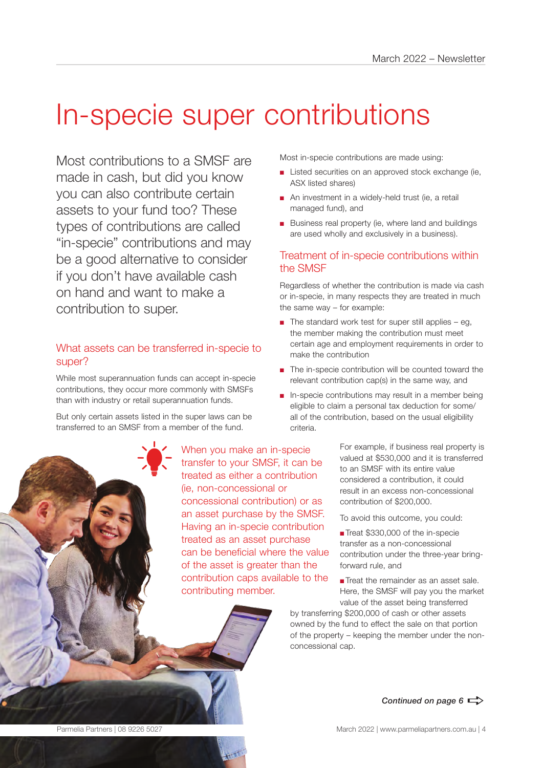# In-specie super contributions

Most contributions to a SMSF are made in cash, but did you know you can also contribute certain assets to your fund too? These types of contributions are called "in-specie" contributions and may be a good alternative to consider if you don't have available cash on hand and want to make a contribution to super.

## What assets can be transferred in-specie to super?

While most superannuation funds can accept in-specie contributions, they occur more commonly with SMSFs than with industry or retail superannuation funds.

But only certain assets listed in the super laws can be transferred to an SMSF from a member of the fund.

Most in-specie contributions are made using:

- Listed securities on an approved stock exchange (ie, ASX listed shares)
- An investment in a widely-held trust (ie, a retail managed fund), and
- Business real property (ie, where land and buildings are used wholly and exclusively in a business).

## Treatment of in-specie contributions within the SMSF

Regardless of whether the contribution is made via cash or in-specie, in many respects they are treated in much the same way – for example:

- The standard work test for super still applies – eg, the member making the contribution must meet certain age and employment requirements in order to make the contribution
- The in-specie contribution will be counted toward the relevant contribution cap(s) in the same way, and
- In-specie contributions may result in a member being eligible to claim a personal tax deduction for some/ all of the contribution, based on the usual eligibility criteria.

When you make an in-specie transfer to your SMSF, it can be treated as either a contribution (ie, non-concessional or concessional contribution) or as an asset purchase by the SMSF. Having an in-specie contribution treated as an asset purchase can be beneficial where the value of the asset is greater than the contribution caps available to the contributing member.

For example, if business real property is valued at $530,000 and it is transferred to an SMSF with its entire value considered a contribution, it could result in an excess non-concessional contribution of $200,000.

To avoid this outcome, you could:

- Treat $330,000 of the in-specie transfer as a non-concessional contribution under the three-year bring-forward rule, and
- Treat the remainder as an asset sale. Here, the SMSF will pay you the market value of the asset being transferred by transferring $200,000 of cash or other assets owned by the fund to effect the sale on that portion of the property – keeping the member under the non-concessional cap.

*Continued on page 6*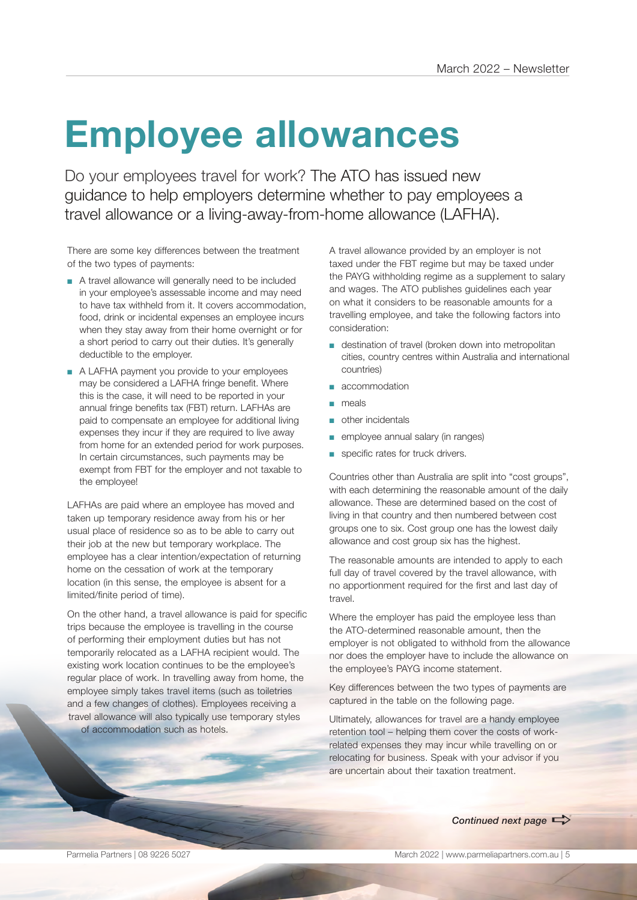# Employee allowances

Do your employees travel for work? The ATO has issued new guidance to help employers determine whether to pay employees a travel allowance or a living-away-from-home allowance (LAFHA).

There are some key differences between the treatment of the two types of payments:

- A travel allowance will generally need to be included in your employee's assessable income and may need to have tax withheld from it. It covers accommodation, food, drink or incidental expenses an employee incurs when they stay away from their home overnight or for a short period to carry out their duties. It's generally deductible to the employer.
- A LAFHA payment you provide to your employees may be considered a LAFHA fringe benefit. Where this is the case, it will need to be reported in your annual fringe benefits tax (FBT) return. LAFHAs are paid to compensate an employee for additional living expenses they incur if they are required to live away from home for an extended period for work purposes. In certain circumstances, such payments may be exempt from FBT for the employer and not taxable to the employee!

LAFHAs are paid where an employee has moved and taken up temporary residence away from his or her usual place of residence so as to be able to carry out their job at the new but temporary workplace. The employee has a clear intention/expectation of returning home on the cessation of work at the temporary location (in this sense, the employee is absent for a limited/finite period of time).

On the other hand, a travel allowance is paid for specific trips because the employee is travelling in the course of performing their employment duties but has not temporarily relocated as a LAFHA recipient would. The existing work location continues to be the employee's regular place of work. In travelling away from home, the employee simply takes travel items (such as toiletries and a few changes of clothes). Employees receiving a travel allowance will also typically use temporary styles of accommodation such as hotels.

A travel allowance provided by an employer is not taxed under the FBT regime but may be taxed under the PAYG withholding regime as a supplement to salary and wages. The ATO publishes guidelines each year on what it considers to be reasonable amounts for a travelling employee, and take the following factors into consideration:

- destination of travel (broken down into metropolitan cities, country centres within Australia and international countries)
- accommodation
- meals
- other incidentals
- employee annual salary (in ranges)
- specific rates for truck drivers.

Countries other than Australia are split into "cost groups", with each determining the reasonable amount of the daily allowance. These are determined based on the cost of living in that country and then numbered between cost groups one to six. Cost group one has the lowest daily allowance and cost group six has the highest.

The reasonable amounts are intended to apply to each full day of travel covered by the travel allowance, with no apportionment required for the first and last day of travel.

Where the employer has paid the employee less than the ATO-determined reasonable amount, then the employer is not obligated to withhold from the allowance nor does the employer have to include the allowance on the employee's PAYG income statement.

Key differences between the two types of payments are captured in the table on the following page.

Ultimately, allowances for travel are a handy employee retention tool – helping them cover the costs of work-related expenses they may incur while travelling on or relocating for business. Speak with your advisor if you are uncertain about their taxation treatment.

*Continued next page*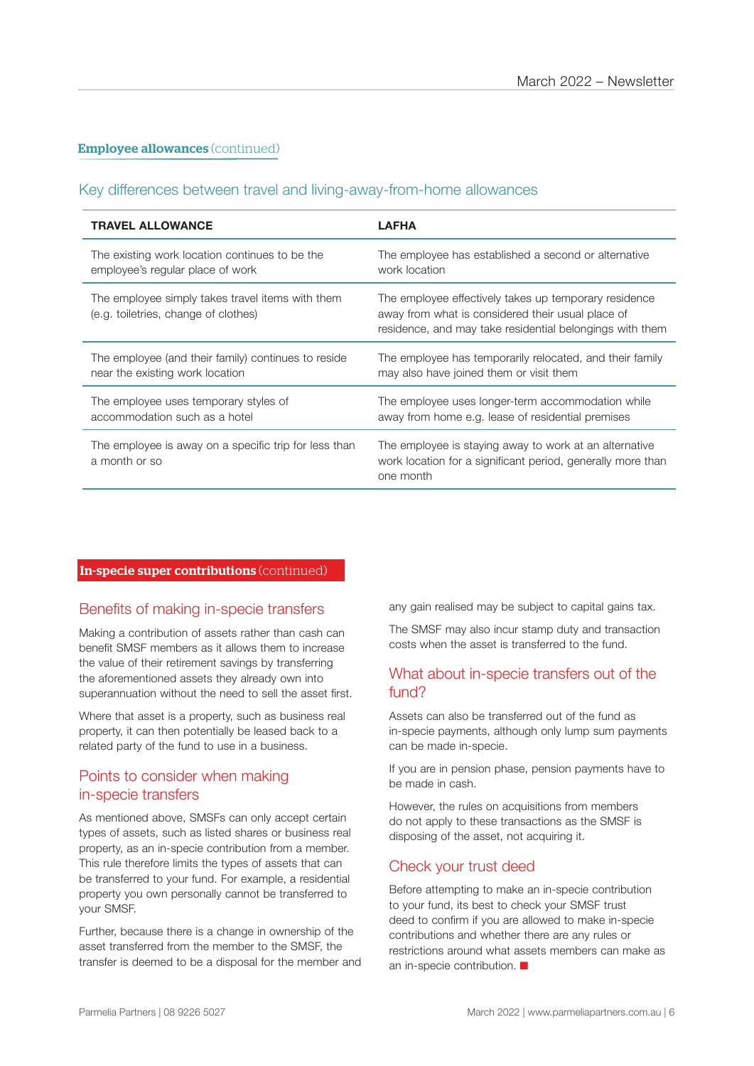**Employee allowances** (continued)

### Key differences between travel and living-away-from-home allowances

| TRAVEL ALLOWANCE | LAFHA |
|---|---|
| The existing work location continues to be the employee's regular place of work | The employee has established a second or alternative work location |
| The employee simply takes travel items with them (e.g. toiletries, change of clothes) | The employee effectively takes up temporary residence away from what is considered their usual place of residence, and may take residential belongings with them |
| The employee (and their family) continues to reside near the existing work location | The employee has temporarily relocated, and their family may also have joined them or visit them |
| The employee uses temporary styles of accommodation such as a hotel | The employee uses longer-term accommodation while away from home e.g. lease of residential premises |
| The employee is away on a specific trip for less than a month or so | The employee is staying away to work at an alternative work location for a significant period, generally more than one month |

**In-specie super contributions** (continued)

### Benefits of making in-specie transfers

Making a contribution of assets rather than cash can benefit SMSF members as it allows them to increase the value of their retirement savings by transferring the aforementioned assets they already own into superannuation without the need to sell the asset first.

Where that asset is a property, such as business real property, it can then potentially be leased back to a related party of the fund to use in a business.

### Points to consider when making in-specie transfers

As mentioned above, SMSFs can only accept certain types of assets, such as listed shares or business real property, as an in-specie contribution from a member. This rule therefore limits the types of assets that can be transferred to your fund. For example, a residential property you own personally cannot be transferred to your SMSF.

Further, because there is a change in ownership of the asset transferred from the member to the SMSF, the transfer is deemed to be a disposal for the member and any gain realised may be subject to capital gains tax.

The SMSF may also incur stamp duty and transaction costs when the asset is transferred to the fund.

### What about in-specie transfers out of the fund?

Assets can also be transferred out of the fund as in-specie payments, although only lump sum payments can be made in-specie.

If you are in pension phase, pension payments have to be made in cash.

However, the rules on acquisitions from members do not apply to these transactions as the SMSF is disposing of the asset, not acquiring it.

### Check your trust deed

Before attempting to make an in-specie contribution to your fund, its best to check your SMSF trust deed to confirm if you are allowed to make in-specie contributions and whether there are any rules or restrictions around what assets members can make as an in-specie contribution. ■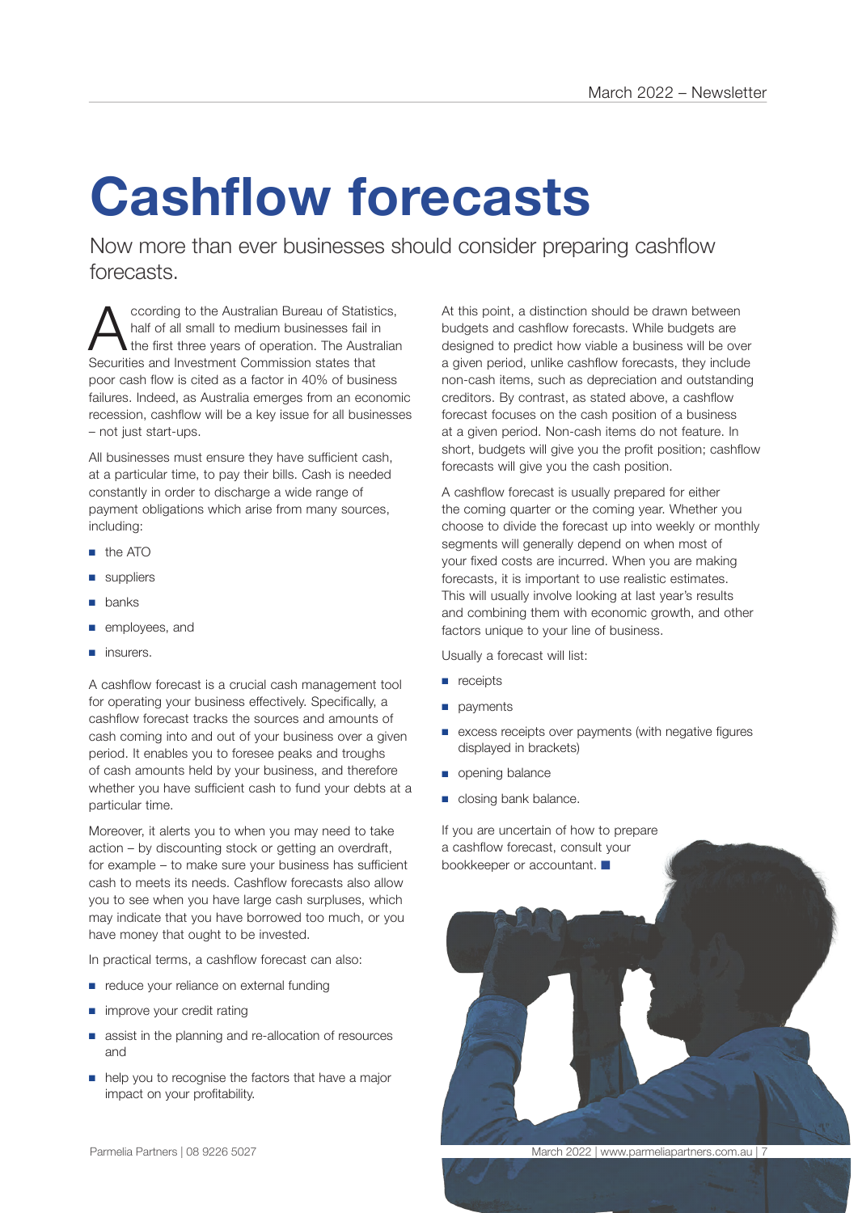# Cashflow forecasts

Now more than ever businesses should consider preparing cashflow forecasts.

According to the Australian Bureau of Statistics, half of all small to medium businesses fail in the first three years of operation. The Australian Securities and Investment Commission states that poor cash flow is cited as a factor in 40% of business failures. Indeed, as Australia emerges from an economic recession, cashflow will be a key issue for all businesses – not just start-ups.

All businesses must ensure they have sufficient cash, at a particular time, to pay their bills. Cash is needed constantly in order to discharge a wide range of payment obligations which arise from many sources, including:

- the ATO
- suppliers
- banks
- employees, and
- insurers.

A cashflow forecast is a crucial cash management tool for operating your business effectively. Specifically, a cashflow forecast tracks the sources and amounts of cash coming into and out of your business over a given period. It enables you to foresee peaks and troughs of cash amounts held by your business, and therefore whether you have sufficient cash to fund your debts at a particular time.

Moreover, it alerts you to when you may need to take action – by discounting stock or getting an overdraft, for example – to make sure your business has sufficient cash to meets its needs. Cashflow forecasts also allow you to see when you have large cash surpluses, which may indicate that you have borrowed too much, or you have money that ought to be invested.

In practical terms, a cashflow forecast can also:

- reduce your reliance on external funding
- improve your credit rating
- assist in the planning and re-allocation of resources and
- help you to recognise the factors that have a major impact on your profitability.

At this point, a distinction should be drawn between budgets and cashflow forecasts. While budgets are designed to predict how viable a business will be over a given period, unlike cashflow forecasts, they include non-cash items, such as depreciation and outstanding creditors. By contrast, as stated above, a cashflow forecast focuses on the cash position of a business at a given period. Non-cash items do not feature. In short, budgets will give you the profit position; cashflow forecasts will give you the cash position.

A cashflow forecast is usually prepared for either the coming quarter or the coming year. Whether you choose to divide the forecast up into weekly or monthly segments will generally depend on when most of your fixed costs are incurred. When you are making forecasts, it is important to use realistic estimates. This will usually involve looking at last year's results and combining them with economic growth, and other factors unique to your line of business.

Usually a forecast will list:

- receipts
- payments
- excess receipts over payments (with negative figures displayed in brackets)
- opening balance
- closing bank balance.

If you are uncertain of how to prepare a cashflow forecast, consult your bookkeeper or accountant. ■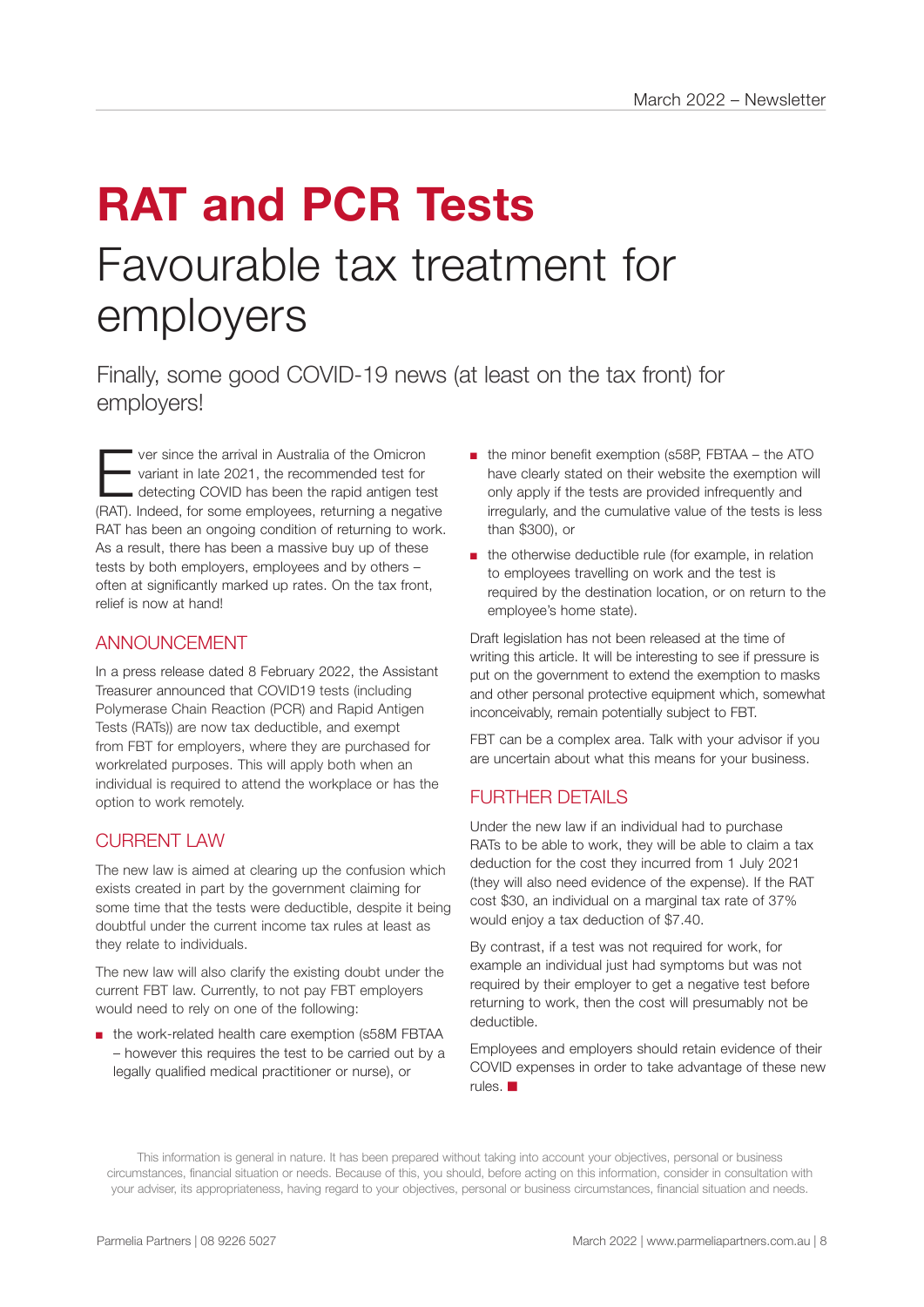# RAT and PCR Tests

## Favourable tax treatment for employers

Finally, some good COVID-19 news (at least on the tax front) for employers!

Ever since the arrival in Australia of the Omicron variant in late 2021, the recommended test for detecting COVID has been the rapid antigen test (RAT). Indeed, for some employees, returning a negative RAT has been an ongoing condition of returning to work. As a result, there has been a massive buy up of these tests by both employers, employees and by others – often at significantly marked up rates. On the tax front, relief is now at hand!

### ANNOUNCEMENT

In a press release dated 8 February 2022, the Assistant Treasurer announced that COVID19 tests (including Polymerase Chain Reaction (PCR) and Rapid Antigen Tests (RATs)) are now tax deductible, and exempt from FBT for employers, where they are purchased for workrelated purposes. This will apply both when an individual is required to attend the workplace or has the option to work remotely.

### CURRENT LAW

The new law is aimed at clearing up the confusion which exists created in part by the government claiming for some time that the tests were deductible, despite it being doubtful under the current income tax rules at least as they relate to individuals.

The new law will also clarify the existing doubt under the current FBT law. Currently, to not pay FBT employers would need to rely on one of the following:

- the work-related health care exemption (s58M FBTAA – however this requires the test to be carried out by a legally qualified medical practitioner or nurse), or
- the minor benefit exemption (s58P, FBTAA – the ATO have clearly stated on their website the exemption will only apply if the tests are provided infrequently and irregularly, and the cumulative value of the tests is less than $300), or
- the otherwise deductible rule (for example, in relation to employees travelling on work and the test is required by the destination location, or on return to the employee's home state).

Draft legislation has not been released at the time of writing this article. It will be interesting to see if pressure is put on the government to extend the exemption to masks and other personal protective equipment which, somewhat inconceivably, remain potentially subject to FBT.

FBT can be a complex area. Talk with your advisor if you are uncertain about what this means for your business.

### FURTHER DETAILS

Under the new law if an individual had to purchase RATs to be able to work, they will be able to claim a tax deduction for the cost they incurred from 1 July 2021 (they will also need evidence of the expense). If the RAT cost $30, an individual on a marginal tax rate of 37% would enjoy a tax deduction of $7.40.

By contrast, if a test was not required for work, for example an individual just had symptoms but was not required by their employer to get a negative test before returning to work, then the cost will presumably not be deductible.

Employees and employers should retain evidence of their COVID expenses in order to take advantage of these new rules. ■

This information is general in nature. It has been prepared without taking into account your objectives, personal or business circumstances, financial situation or needs. Because of this, you should, before acting on this information, consider in consultation with your adviser, its appropriateness, having regard to your objectives, personal or business circumstances, financial situation and needs.